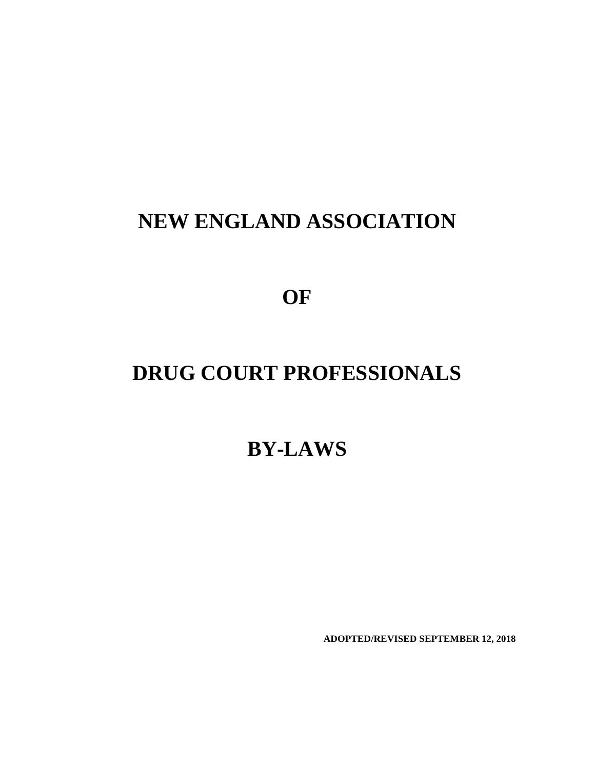# NEW ENGLAND ASSOCIATION

# OF

# DRUG COURT PROFESSIONALS

# BY-LAWS

**ADOPTED/REVISED SEPTEMBER 12, 2018**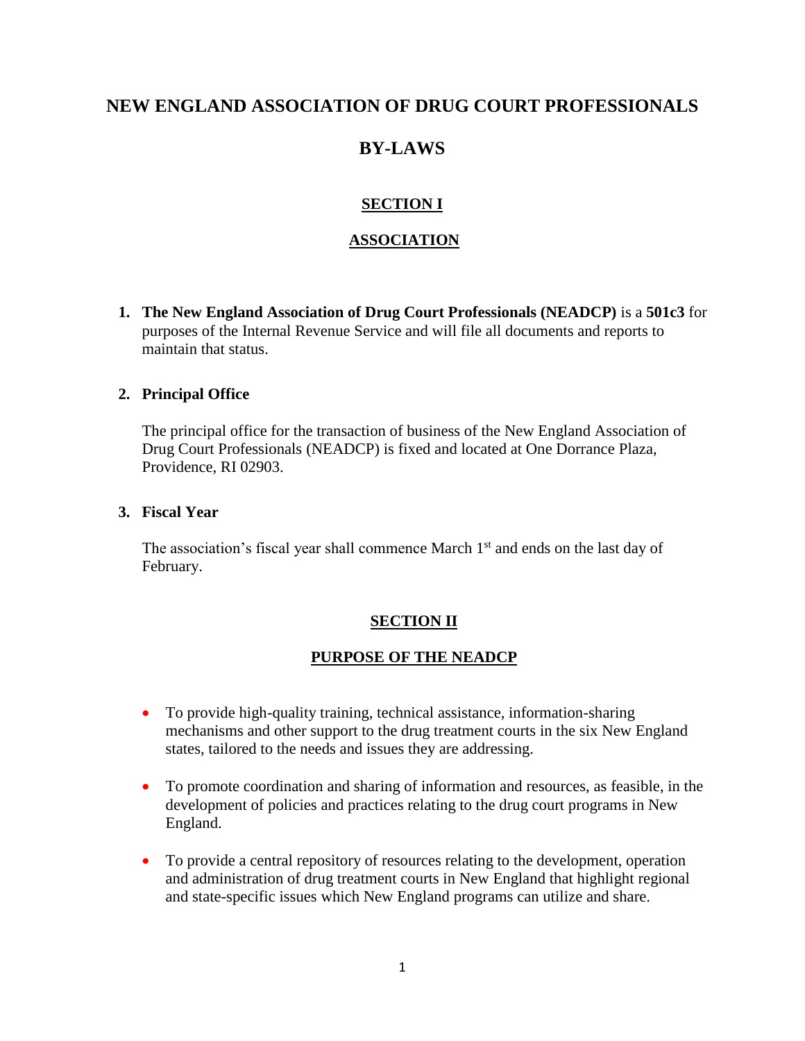# NEW ENGLAND ASSOCIATION OF DRUG COURT PROFESSIONALS

# BY-LAWS

## SECTION I

## ASSOCIATION

1. **The New England Association of Drug Court Professionals (NEADCP)** is a **501c3** for purposes of the Internal Revenue Service and will file all documents and reports to maintain that status.

2. **Principal Office**

   The principal office for the transaction of business of the New England Association of Drug Court Professionals (NEADCP) is fixed and located at One Dorrance Plaza, Providence, RI 02903.

3. **Fiscal Year**

   The association's fiscal year shall commence March 1st and ends on the last day of February.

## SECTION II

## PURPOSE OF THE NEADCP

- To provide high-quality training, technical assistance, information-sharing mechanisms and other support to the drug treatment courts in the six New England states, tailored to the needs and issues they are addressing.

- To promote coordination and sharing of information and resources, as feasible, in the development of policies and practices relating to the drug court programs in New England.

- To provide a central repository of resources relating to the development, operation and administration of drug treatment courts in New England that highlight regional and state-specific issues which New England programs can utilize and share.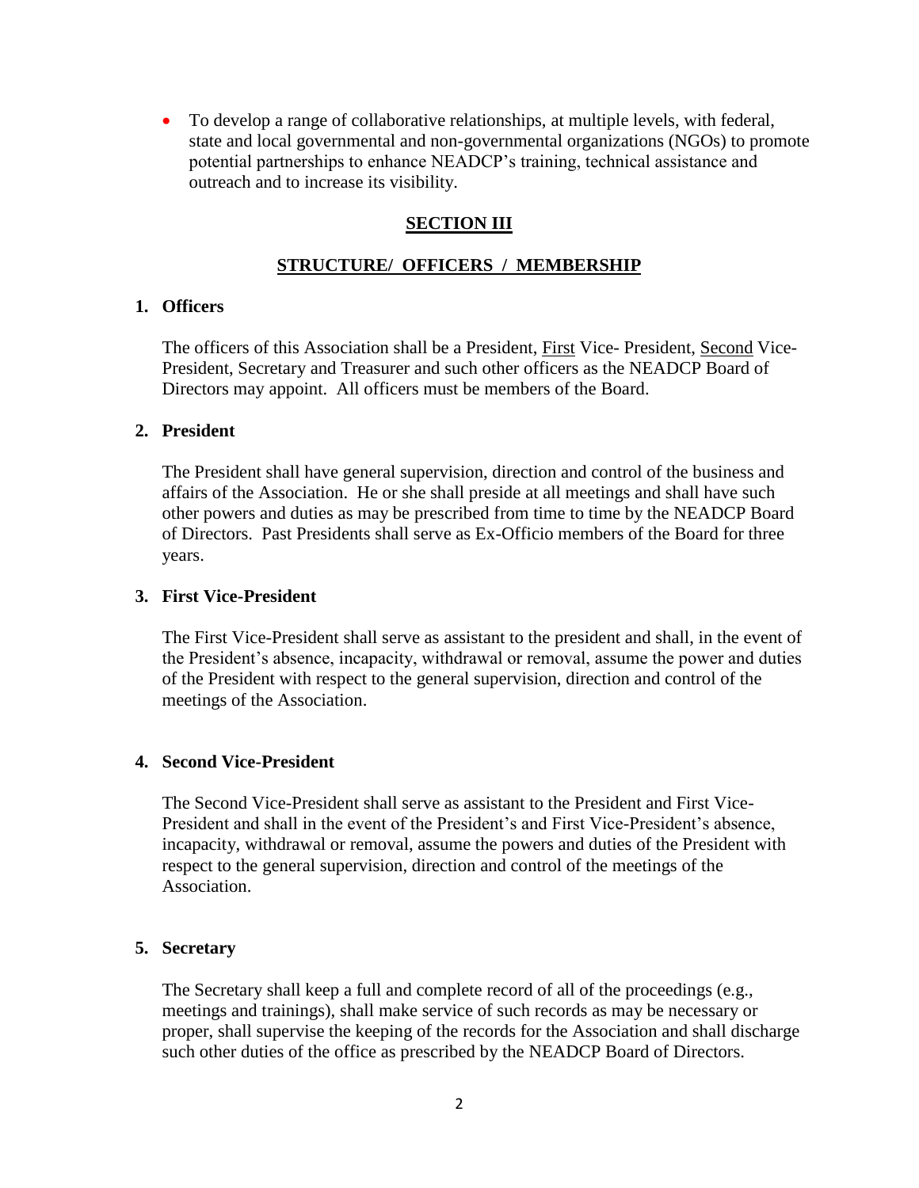- To develop a range of collaborative relationships, at multiple levels, with federal, state and local governmental and non-governmental organizations (NGOs) to promote potential partnerships to enhance NEADCP's training, technical assistance and outreach and to increase its visibility.

## SECTION III

## STRUCTURE/ OFFICERS / MEMBERSHIP

**1. Officers**

The officers of this Association shall be a President, First Vice- President, Second Vice-President, Secretary and Treasurer and such other officers as the NEADCP Board of Directors may appoint. All officers must be members of the Board.

**2. President**

The President shall have general supervision, direction and control of the business and affairs of the Association. He or she shall preside at all meetings and shall have such other powers and duties as may be prescribed from time to time by the NEADCP Board of Directors. Past Presidents shall serve as Ex-Officio members of the Board for three years.

**3. First Vice-President**

The First Vice-President shall serve as assistant to the president and shall, in the event of the President's absence, incapacity, withdrawal or removal, assume the power and duties of the President with respect to the general supervision, direction and control of the meetings of the Association.

**4. Second Vice-President**

The Second Vice-President shall serve as assistant to the President and First Vice-President and shall in the event of the President's and First Vice-President's absence, incapacity, withdrawal or removal, assume the powers and duties of the President with respect to the general supervision, direction and control of the meetings of the Association.

**5. Secretary**

The Secretary shall keep a full and complete record of all of the proceedings (e.g., meetings and trainings), shall make service of such records as may be necessary or proper, shall supervise the keeping of the records for the Association and shall discharge such other duties of the office as prescribed by the NEADCP Board of Directors.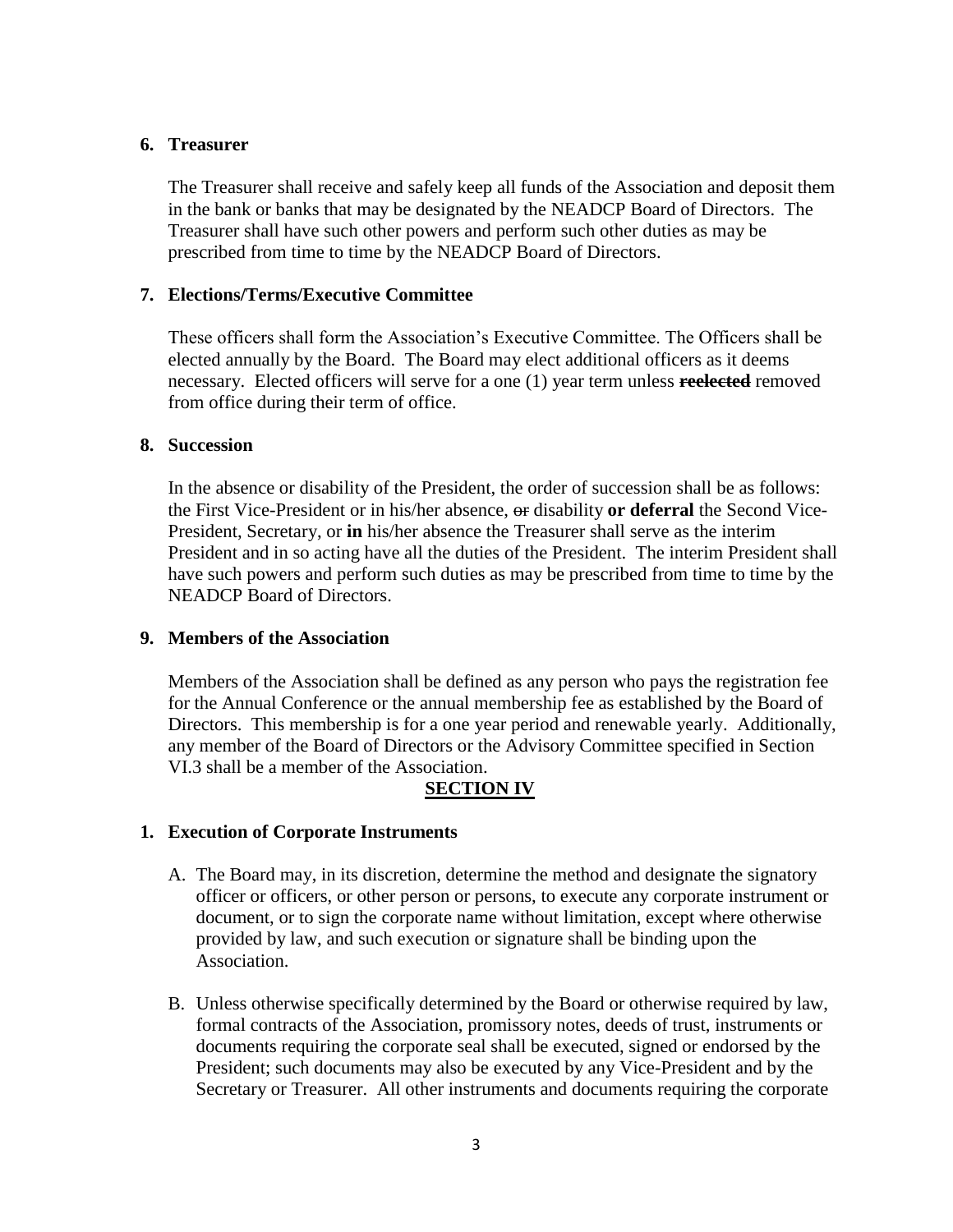**6. Treasurer**

The Treasurer shall receive and safely keep all funds of the Association and deposit them in the bank or banks that may be designated by the NEADCP Board of Directors. The Treasurer shall have such other powers and perform such other duties as may be prescribed from time to time by the NEADCP Board of Directors.

**7. Elections/Terms/Executive Committee**

These officers shall form the Association's Executive Committee. The Officers shall be elected annually by the Board. The Board may elect additional officers as it deems necessary. Elected officers will serve for a one (1) year term unless ~~**reelected**~~ removed from office during their term of office.

**8. Succession**

In the absence or disability of the President, the order of succession shall be as follows: the First Vice-President or in his/her absence, ~~or~~ disability **or deferral** the Second Vice-President, Secretary, or **in** his/her absence the Treasurer shall serve as the interim President and in so acting have all the duties of the President. The interim President shall have such powers and perform such duties as may be prescribed from time to time by the NEADCP Board of Directors.

**9. Members of the Association**

Members of the Association shall be defined as any person who pays the registration fee for the Annual Conference or the annual membership fee as established by the Board of Directors. This membership is for a one year period and renewable yearly. Additionally, any member of the Board of Directors or the Advisory Committee specified in Section VI.3 shall be a member of the Association.

## SECTION IV

**1. Execution of Corporate Instruments**

A. The Board may, in its discretion, determine the method and designate the signatory officer or officers, or other person or persons, to execute any corporate instrument or document, or to sign the corporate name without limitation, except where otherwise provided by law, and such execution or signature shall be binding upon the Association.

B. Unless otherwise specifically determined by the Board or otherwise required by law, formal contracts of the Association, promissory notes, deeds of trust, instruments or documents requiring the corporate seal shall be executed, signed or endorsed by the President; such documents may also be executed by any Vice-President and by the Secretary or Treasurer. All other instruments and documents requiring the corporate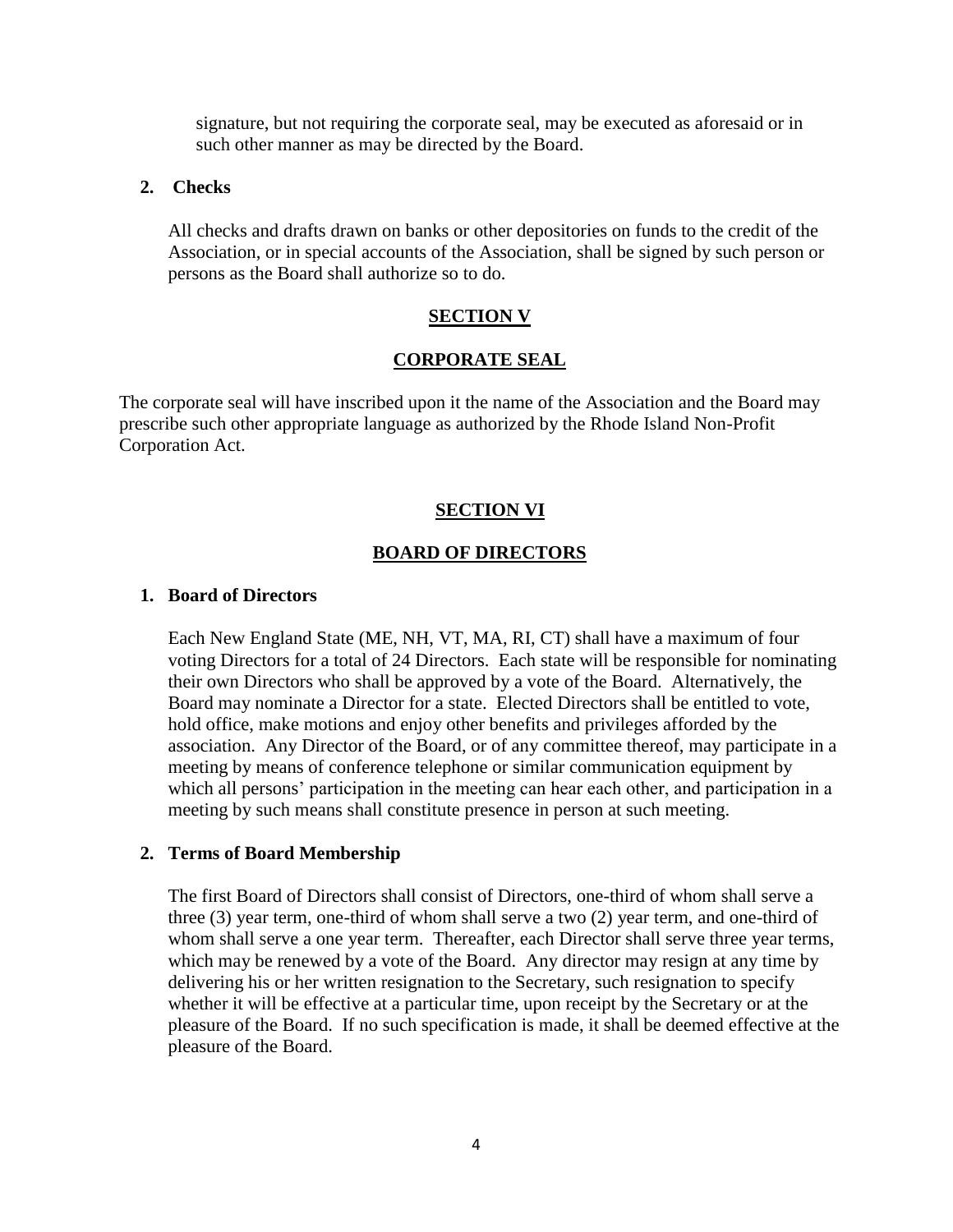signature, but not requiring the corporate seal, may be executed as aforesaid or in such other manner as may be directed by the Board.

**2. Checks**

All checks and drafts drawn on banks or other depositories on funds to the credit of the Association, or in special accounts of the Association, shall be signed by such person or persons as the Board shall authorize so to do.

## SECTION V

## CORPORATE SEAL

The corporate seal will have inscribed upon it the name of the Association and the Board may prescribe such other appropriate language as authorized by the Rhode Island Non-Profit Corporation Act.

## SECTION VI

## BOARD OF DIRECTORS

**1. Board of Directors**

Each New England State (ME, NH, VT, MA, RI, CT) shall have a maximum of four voting Directors for a total of 24 Directors. Each state will be responsible for nominating their own Directors who shall be approved by a vote of the Board. Alternatively, the Board may nominate a Director for a state. Elected Directors shall be entitled to vote, hold office, make motions and enjoy other benefits and privileges afforded by the association. Any Director of the Board, or of any committee thereof, may participate in a meeting by means of conference telephone or similar communication equipment by which all persons' participation in the meeting can hear each other, and participation in a meeting by such means shall constitute presence in person at such meeting.

**2. Terms of Board Membership**

The first Board of Directors shall consist of Directors, one-third of whom shall serve a three (3) year term, one-third of whom shall serve a two (2) year term, and one-third of whom shall serve a one year term. Thereafter, each Director shall serve three year terms, which may be renewed by a vote of the Board. Any director may resign at any time by delivering his or her written resignation to the Secretary, such resignation to specify whether it will be effective at a particular time, upon receipt by the Secretary or at the pleasure of the Board. If no such specification is made, it shall be deemed effective at the pleasure of the Board.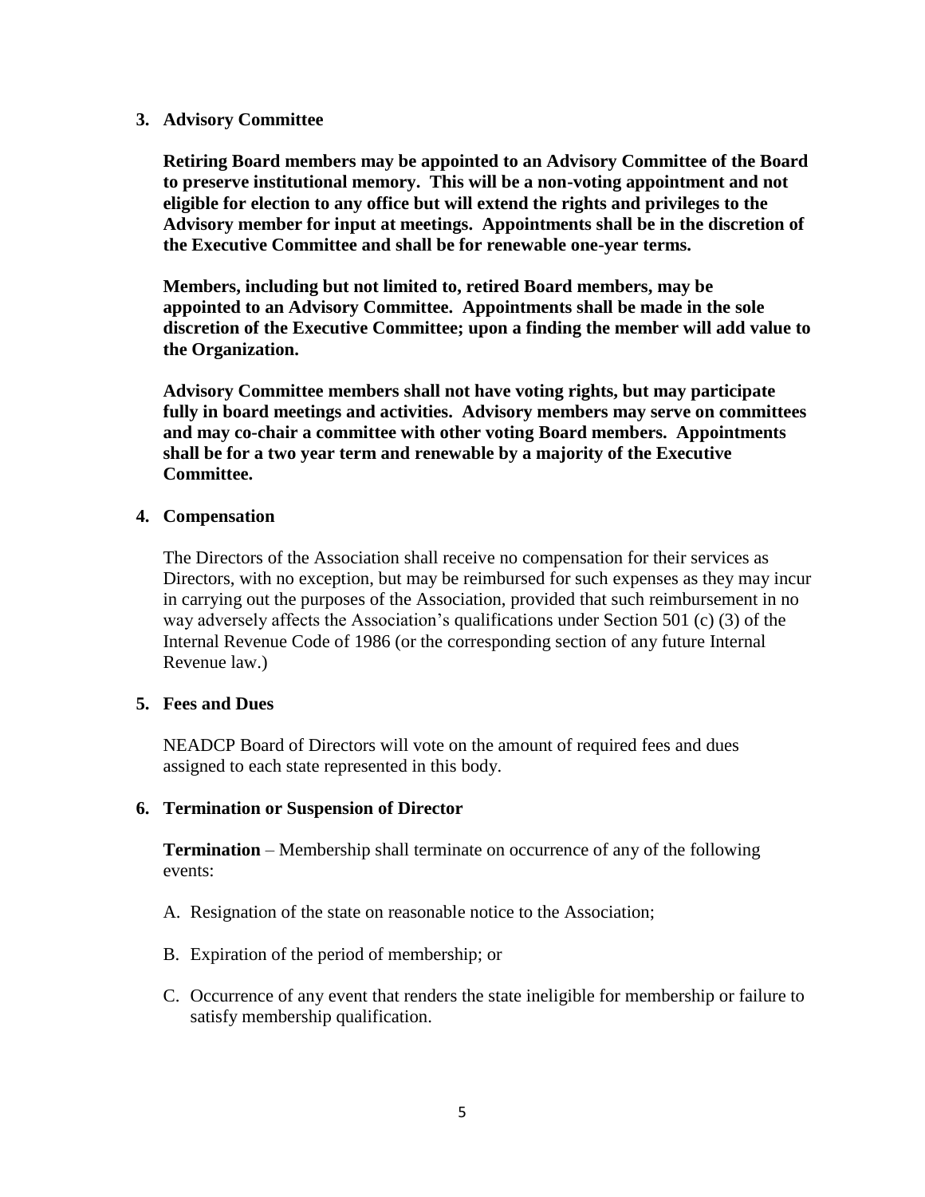**3. Advisory Committee**

**Retiring Board members may be appointed to an Advisory Committee of the Board to preserve institutional memory. This will be a non-voting appointment and not eligible for election to any office but will extend the rights and privileges to the Advisory member for input at meetings. Appointments shall be in the discretion of the Executive Committee and shall be for renewable one-year terms.**

**Members, including but not limited to, retired Board members, may be appointed to an Advisory Committee. Appointments shall be made in the sole discretion of the Executive Committee; upon a finding the member will add value to the Organization.**

**Advisory Committee members shall not have voting rights, but may participate fully in board meetings and activities. Advisory members may serve on committees and may co-chair a committee with other voting Board members. Appointments shall be for a two year term and renewable by a majority of the Executive Committee.**

**4. Compensation**

The Directors of the Association shall receive no compensation for their services as Directors, with no exception, but may be reimbursed for such expenses as they may incur in carrying out the purposes of the Association, provided that such reimbursement in no way adversely affects the Association's qualifications under Section 501 (c) (3) of the Internal Revenue Code of 1986 (or the corresponding section of any future Internal Revenue law.)

**5. Fees and Dues**

NEADCP Board of Directors will vote on the amount of required fees and dues assigned to each state represented in this body.

**6. Termination or Suspension of Director**

**Termination** – Membership shall terminate on occurrence of any of the following events:

A. Resignation of the state on reasonable notice to the Association;

B. Expiration of the period of membership; or

C. Occurrence of any event that renders the state ineligible for membership or failure to satisfy membership qualification.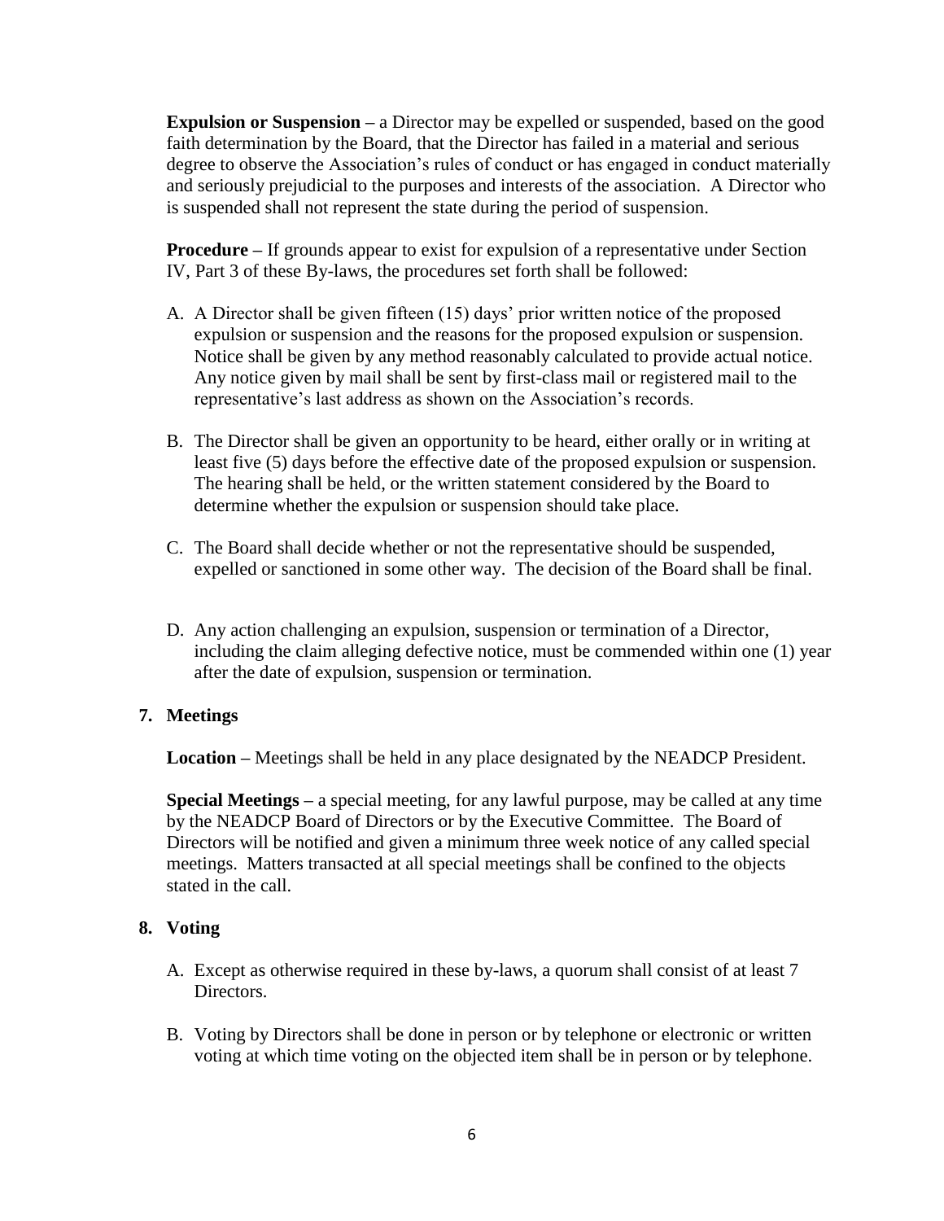**Expulsion or Suspension –** a Director may be expelled or suspended, based on the good faith determination by the Board, that the Director has failed in a material and serious degree to observe the Association's rules of conduct or has engaged in conduct materially and seriously prejudicial to the purposes and interests of the association. A Director who is suspended shall not represent the state during the period of suspension.

**Procedure –** If grounds appear to exist for expulsion of a representative under Section IV, Part 3 of these By-laws, the procedures set forth shall be followed:

A. A Director shall be given fifteen (15) days' prior written notice of the proposed expulsion or suspension and the reasons for the proposed expulsion or suspension. Notice shall be given by any method reasonably calculated to provide actual notice. Any notice given by mail shall be sent by first-class mail or registered mail to the representative's last address as shown on the Association's records.

B. The Director shall be given an opportunity to be heard, either orally or in writing at least five (5) days before the effective date of the proposed expulsion or suspension. The hearing shall be held, or the written statement considered by the Board to determine whether the expulsion or suspension should take place.

C. The Board shall decide whether or not the representative should be suspended, expelled or sanctioned in some other way. The decision of the Board shall be final.

D. Any action challenging an expulsion, suspension or termination of a Director, including the claim alleging defective notice, must be commended within one (1) year after the date of expulsion, suspension or termination.

**7. Meetings**

**Location –** Meetings shall be held in any place designated by the NEADCP President.

**Special Meetings –** a special meeting, for any lawful purpose, may be called at any time by the NEADCP Board of Directors or by the Executive Committee. The Board of Directors will be notified and given a minimum three week notice of any called special meetings. Matters transacted at all special meetings shall be confined to the objects stated in the call.

**8. Voting**

A. Except as otherwise required in these by-laws, a quorum shall consist of at least 7 Directors.

B. Voting by Directors shall be done in person or by telephone or electronic or written voting at which time voting on the objected item shall be in person or by telephone.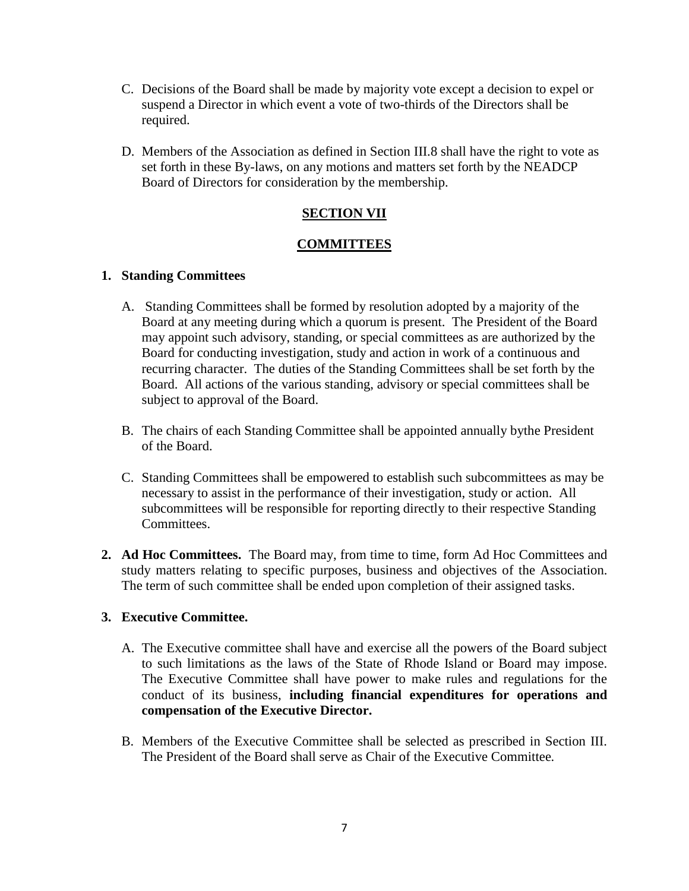C. Decisions of the Board shall be made by majority vote except a decision to expel or suspend a Director in which event a vote of two-thirds of the Directors shall be required.

D. Members of the Association as defined in Section III.8 shall have the right to vote as set forth in these By-laws, on any motions and matters set forth by the NEADCP Board of Directors for consideration by the membership.

## SECTION VII

## COMMITTEES

**1. Standing Committees**

A. Standing Committees shall be formed by resolution adopted by a majority of the Board at any meeting during which a quorum is present. The President of the Board may appoint such advisory, standing, or special committees as are authorized by the Board for conducting investigation, study and action in work of a continuous and recurring character. The duties of the Standing Committees shall be set forth by the Board. All actions of the various standing, advisory or special committees shall be subject to approval of the Board.

B. The chairs of each Standing Committee shall be appointed annually bythe President of the Board.

C. Standing Committees shall be empowered to establish such subcommittees as may be necessary to assist in the performance of their investigation, study or action. All subcommittees will be responsible for reporting directly to their respective Standing Committees.

**2. Ad Hoc Committees.** The Board may, from time to time, form Ad Hoc Committees and study matters relating to specific purposes, business and objectives of the Association. The term of such committee shall be ended upon completion of their assigned tasks.

**3. Executive Committee.**

A. The Executive committee shall have and exercise all the powers of the Board subject to such limitations as the laws of the State of Rhode Island or Board may impose. The Executive Committee shall have power to make rules and regulations for the conduct of its business, **including financial expenditures for operations and compensation of the Executive Director.**

B. Members of the Executive Committee shall be selected as prescribed in Section III. The President of the Board shall serve as Chair of the Executive Committee.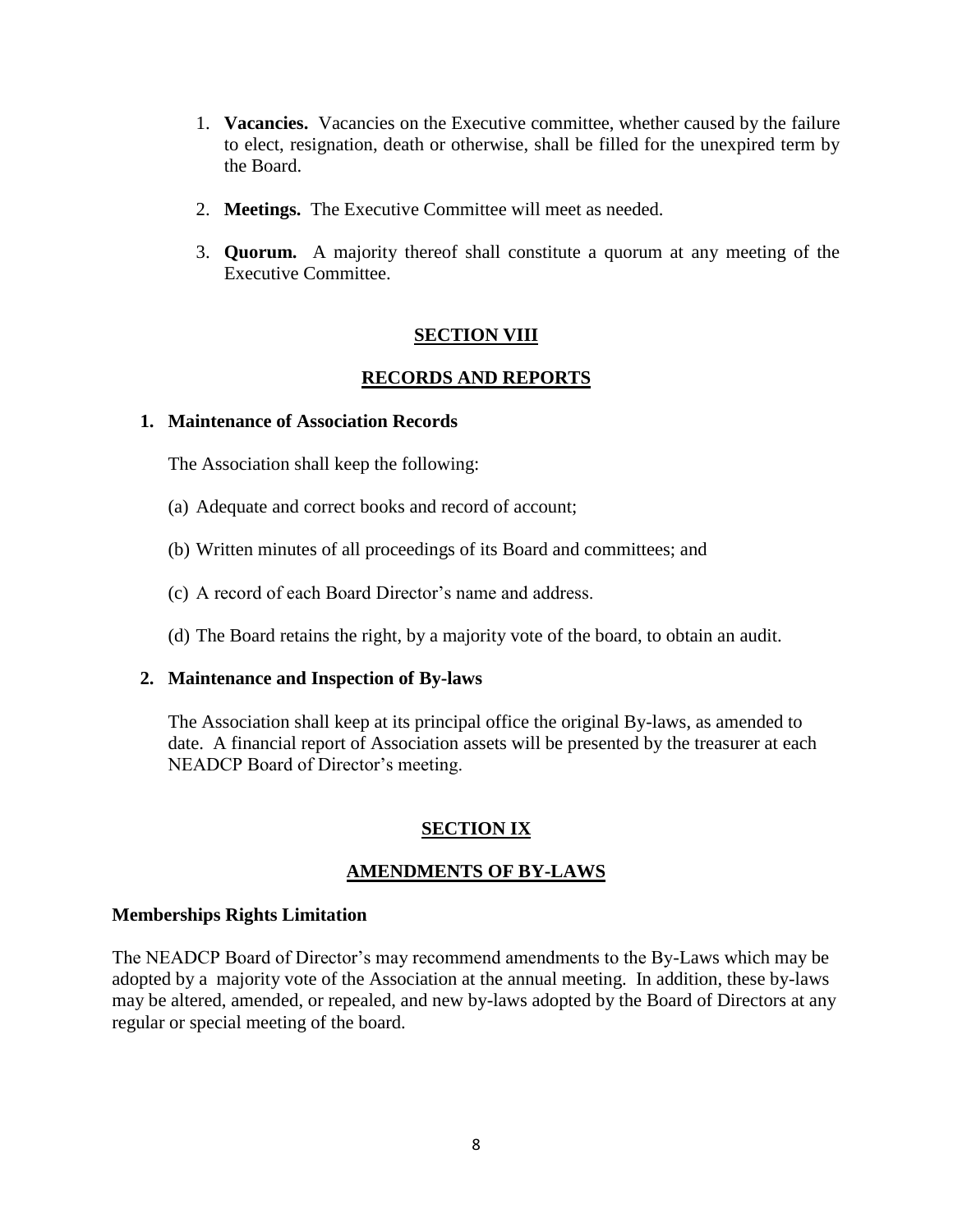1. **Vacancies.** Vacancies on the Executive committee, whether caused by the failure to elect, resignation, death or otherwise, shall be filled for the unexpired term by the Board.
2. **Meetings.** The Executive Committee will meet as needed.
3. **Quorum.** A majority thereof shall constitute a quorum at any meeting of the Executive Committee.

## SECTION VIII

## RECORDS AND REPORTS

**1. Maintenance of Association Records**

The Association shall keep the following:

(a) Adequate and correct books and record of account;

(b) Written minutes of all proceedings of its Board and committees; and

(c) A record of each Board Director's name and address.

(d) The Board retains the right, by a majority vote of the board, to obtain an audit.

**2. Maintenance and Inspection of By-laws**

The Association shall keep at its principal office the original By-laws, as amended to date. A financial report of Association assets will be presented by the treasurer at each NEADCP Board of Director's meeting.

## SECTION IX

## AMENDMENTS OF BY-LAWS

**Memberships Rights Limitation**

The NEADCP Board of Director's may recommend amendments to the By-Laws which may be adopted by a majority vote of the Association at the annual meeting. In addition, these by-laws may be altered, amended, or repealed, and new by-laws adopted by the Board of Directors at any regular or special meeting of the board.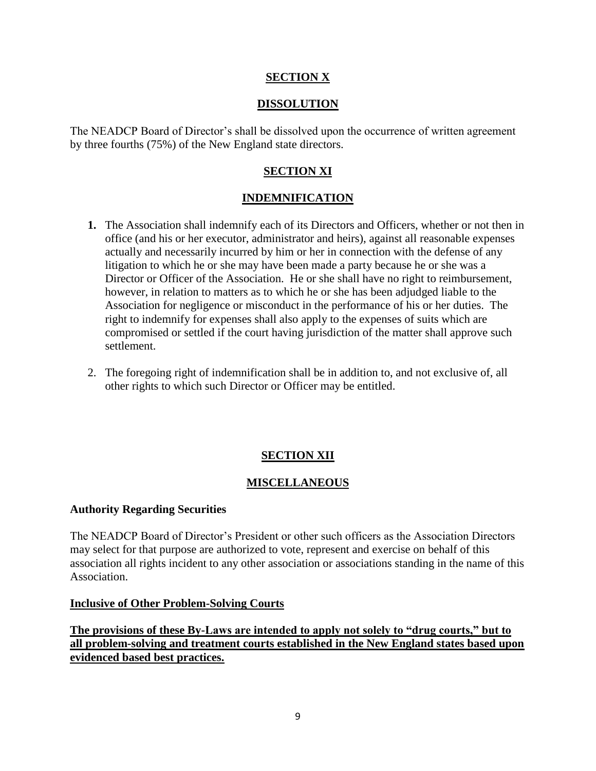## SECTION X

## DISSOLUTION

The NEADCP Board of Director's shall be dissolved upon the occurrence of written agreement by three fourths (75%) of the New England state directors.

## SECTION XI

## INDEMNIFICATION

1. The Association shall indemnify each of its Directors and Officers, whether or not then in office (and his or her executor, administrator and heirs), against all reasonable expenses actually and necessarily incurred by him or her in connection with the defense of any litigation to which he or she may have been made a party because he or she was a Director or Officer of the Association. He or she shall have no right to reimbursement, however, in relation to matters as to which he or she has been adjudged liable to the Association for negligence or misconduct in the performance of his or her duties. The right to indemnify for expenses shall also apply to the expenses of suits which are compromised or settled if the court having jurisdiction of the matter shall approve such settlement.

2. The foregoing right of indemnification shall be in addition to, and not exclusive of, all other rights to which such Director or Officer may be entitled.

## SECTION XII

## MISCELLANEOUS

**Authority Regarding Securities**

The NEADCP Board of Director's President or other such officers as the Association Directors may select for that purpose are authorized to vote, represent and exercise on behalf of this association all rights incident to any other association or associations standing in the name of this Association.

**Inclusive of Other Problem-Solving Courts**

**The provisions of these By-Laws are intended to apply not solely to "drug courts," but to all problem-solving and treatment courts established in the New England states based upon evidenced based best practices.**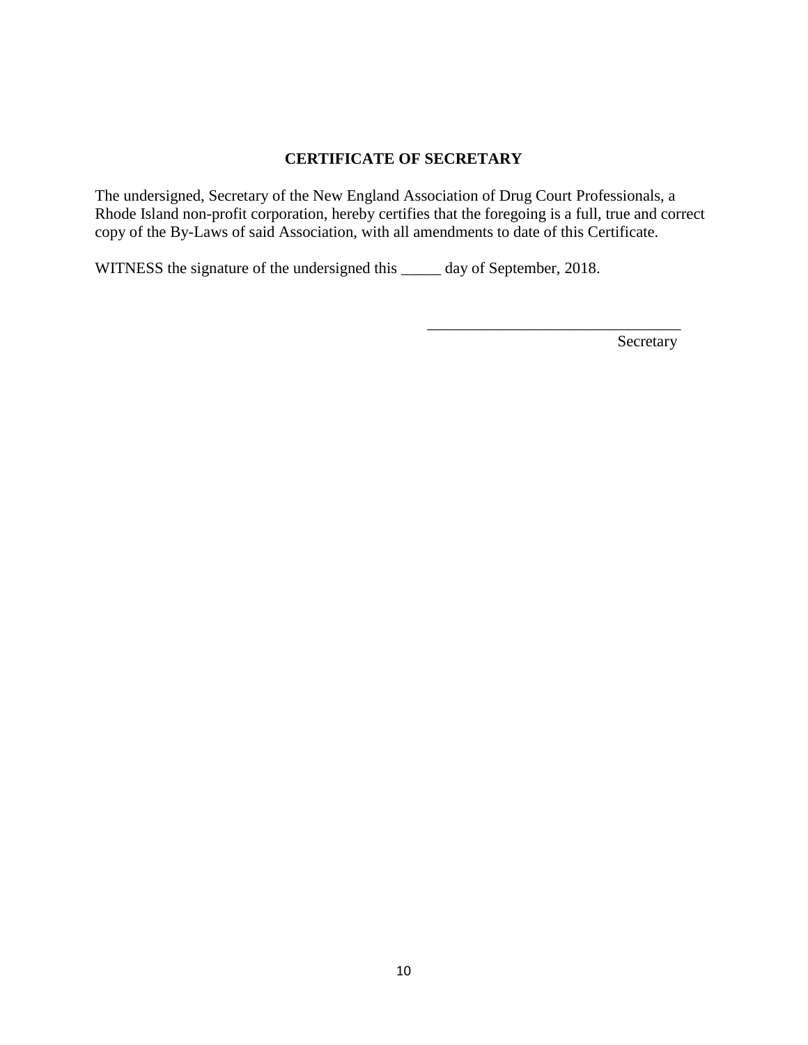**CERTIFICATE OF SECRETARY**

The undersigned, Secretary of the New England Association of Drug Court Professionals, a Rhode Island non-profit corporation, hereby certifies that the foregoing is a full, true and correct copy of the By-Laws of said Association, with all amendments to date of this Certificate.

WITNESS the signature of the undersigned this _____ day of September, 2018.

________________________________
Secretary